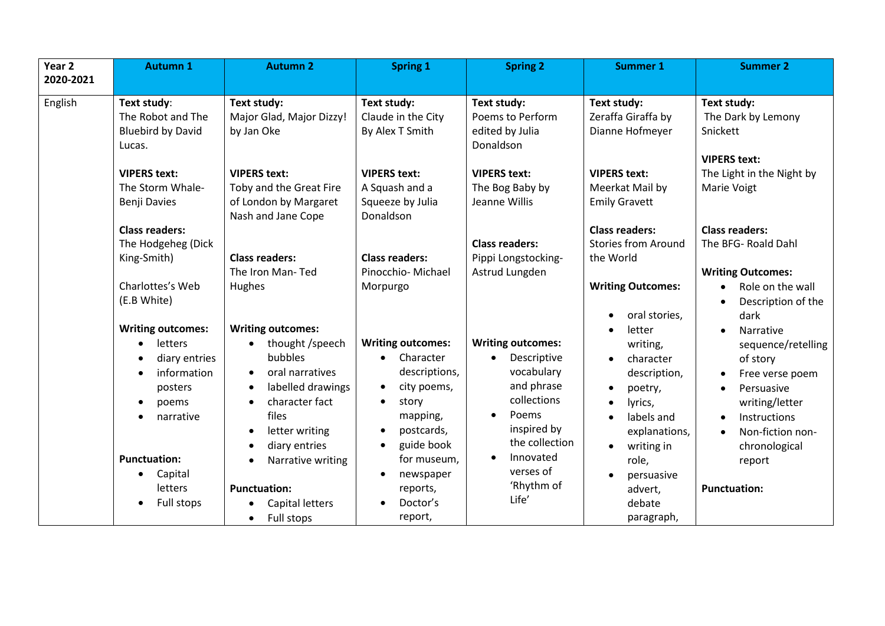| Year 2 2020-2021 | Autumn 1 | Autumn 2 | Spring 1 | Spring 2 | Summer 1 | Summer 2 |
|---|---|---|---|---|---|---|
| English | **Text study**: The Robot and The Bluebird by David Lucas.<br><br>**VIPERS text:** The Storm Whale- Benji Davies<br><br>**Class readers:** The Hodgeheg (Dick King-Smith)<br><br>Charlottes's Web (E.B White)<br><br>**Writing outcomes:**<br>• letters<br>• diary entries<br>• information posters<br>• poems<br>• narrative<br><br>**Punctuation:**<br>• Capital letters<br>• Full stops | **Text study:** Major Glad, Major Dizzy! by Jan Oke<br><br>**VIPERS text:** Toby and the Great Fire of London by Margaret Nash and Jane Cope<br><br>**Class readers:** The Iron Man- Ted Hughes<br><br>**Writing outcomes:**<br>• thought /speech bubbles<br>• oral narratives<br>• labelled drawings<br>• character fact files<br>• letter writing<br>• diary entries<br>• Narrative writing<br><br>**Punctuation:**<br>• Capital letters<br>• Full stops | **Text study:** Claude in the City By Alex T Smith<br><br>**VIPERS text:** A Squash and a Squeeze by Julia Donaldson<br><br>**Class readers:** Pinocchio- Michael Morpurgo<br><br>**Writing outcomes:**<br>• Character descriptions,<br>• city poems,<br>• story mapping,<br>• postcards,<br>• guide book for museum,<br>• newspaper reports,<br>• Doctor's report, | **Text study:** Poems to Perform edited by Julia Donaldson<br><br>**VIPERS text:** The Bog Baby by Jeanne Willis<br><br>**Class readers:** Pippi Longstocking- Astrud Lungden<br><br>**Writing outcomes:**<br>• Descriptive vocabulary and phrase collections<br>• Poems inspired by the collection<br>• Innovated verses of 'Rhythm of Life' | **Text study:** Zeraffa Giraffa by Dianne Hofmeyer<br><br>**VIPERS text:** Meerkat Mail by Emily Gravett<br><br>**Class readers:** Stories from Around the World<br><br>**Writing Outcomes:**<br>• oral stories,<br>• letter writing,<br>• character description,<br>• poetry,<br>• lyrics,<br>• labels and explanations,<br>• writing in role,<br>• persuasive advert, debate paragraph, | **Text study:** The Dark by Lemony Snickett<br><br>**VIPERS text:** The Light in the Night by Marie Voigt<br><br>**Class readers:** The BFG- Roald Dahl<br><br>**Writing Outcomes:**<br>• Role on the wall<br>• Description of the dark<br>• Narrative sequence/retelling of story<br>• Free verse poem<br>• Persuasive writing/letter<br>• Instructions<br>• Non-fiction non-chronological report<br><br>**Punctuation:** |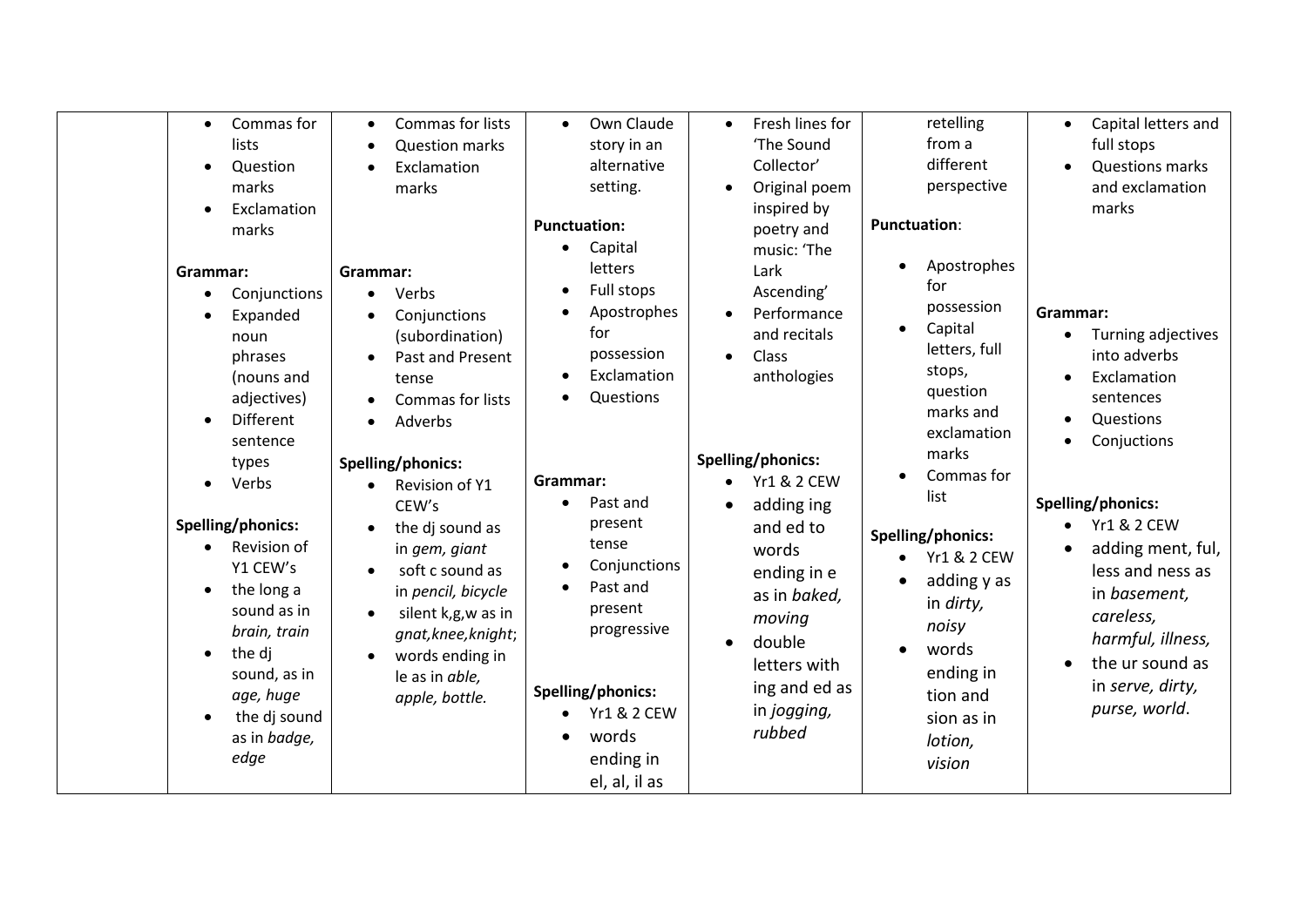| | | | | | | |
|---|---|---|---|---|---|---|
| | • Commas for lists<br>• Question marks<br>• Exclamation marks<br><br>**Grammar:**<br>• Conjunctions<br>• Expanded noun phrases (nouns and adjectives)<br>• Different sentence types<br>• Verbs<br><br>**Spelling/phonics:**<br>• Revision of Y1 CEW's<br>• the long a sound as in *brain, train*<br>• the dj sound, as in *age, huge*<br>• the dj sound as in *badge, edge* | • Commas for lists<br>• Question marks<br>• Exclamation marks<br><br>**Grammar:**<br>• Verbs<br>• Conjunctions (subordination)<br>• Past and Present tense<br>• Commas for lists<br>• Adverbs<br><br>**Spelling/phonics:**<br>• Revision of Y1 CEW's<br>• the dj sound as in *gem, giant*<br>• soft c sound as in *pencil, bicycle*<br>• silent k,g,w as in *gnat,knee,knight*;<br>• words ending in le as in *able, apple, bottle.* | • Own Claude story in an alternative setting.<br><br>**Punctuation:**<br>• Capital letters<br>• Full stops<br>• Apostrophes for possession<br>• Exclamation<br>• Questions<br><br>**Grammar:**<br>• Past and present tense<br>• Conjunctions<br>• Past and present progressive<br><br>**Spelling/phonics:**<br>• Yr1 & 2 CEW<br>• words ending in el, al, il as | • Fresh lines for 'The Sound Collector'<br>• Original poem inspired by poetry and music: 'The Lark Ascending'<br>• Performance and recitals<br>• Class anthologies<br><br>**Spelling/phonics:**<br>• Yr1 & 2 CEW<br>• adding ing and ed to words ending in e as in *baked, moving*<br>• double letters with ing and ed as in *jogging, rubbed* | retelling from a different perspective<br><br>**Punctuation**:<br>• Apostrophes for possession<br>• Capital letters, full stops, question marks and exclamation marks<br>• Commas for list<br><br>**Spelling/phonics:**<br>• Yr1 & 2 CEW<br>• adding y as in *dirty, noisy*<br>• words ending in tion and sion as in *lotion, vision* | • Capital letters and full stops<br>• Questions marks and exclamation marks<br><br>**Grammar:**<br>• Turning adjectives into adverbs<br>• Exclamation sentences<br>• Questions<br>• Conjuctions<br><br>**Spelling/phonics:**<br>• Yr1 & 2 CEW<br>• adding ment, ful, less and ness as in *basement, careless, harmful, illness,*<br>• the ur sound as in *serve, dirty, purse, world*. |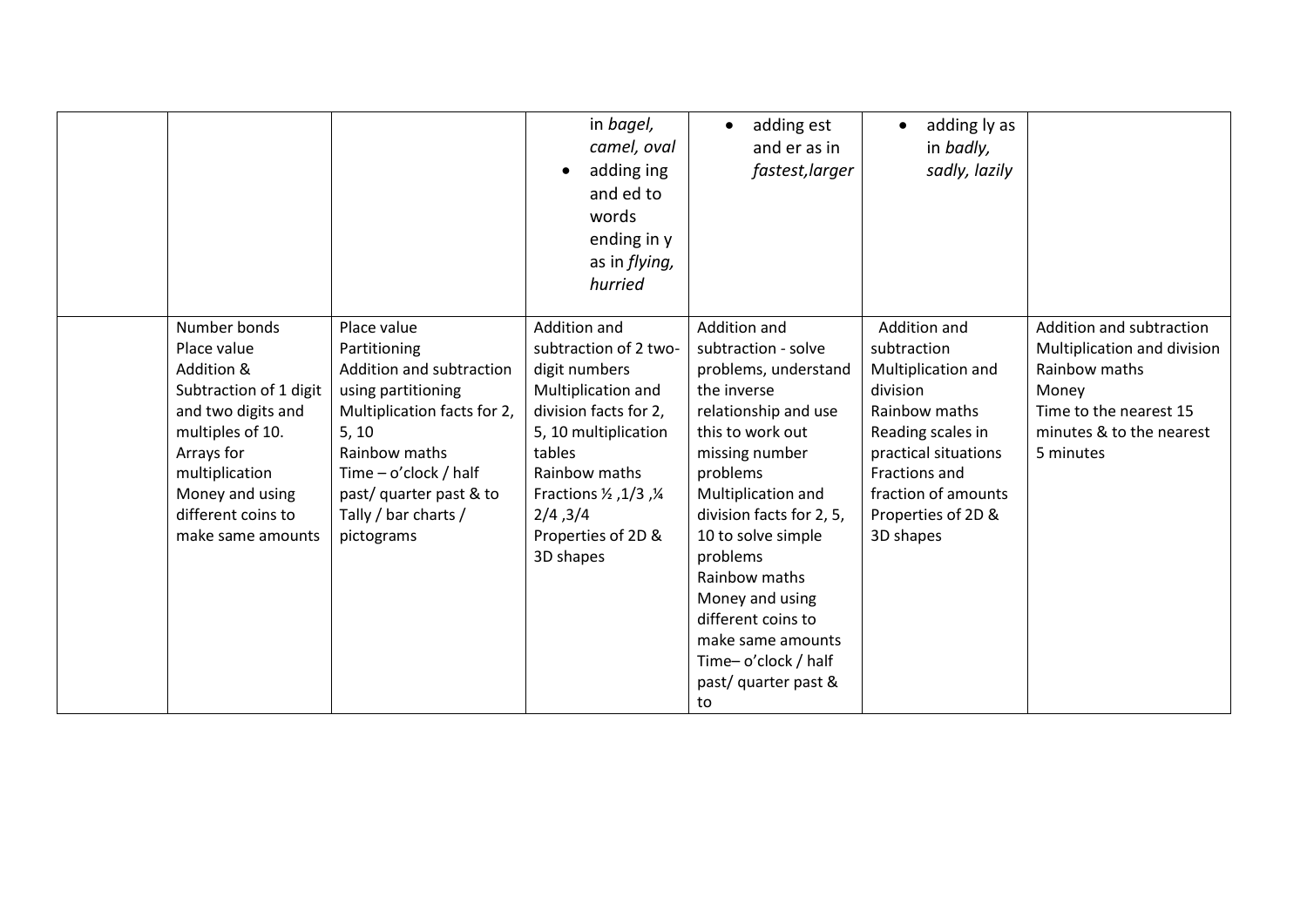| | | | | | | |
|---|---|---|---|---|---|---|
| | | | in *bagel, camel, oval*<br>• adding ing and ed to words ending in y as in *flying, hurried* | • adding est and er as in *fastest,larger* | • adding ly as in *badly, sadly, lazily* | |
| | Number bonds<br>Place value<br>Addition & Subtraction of 1 digit and two digits and multiples of 10.<br>Arrays for multiplication<br>Money and using different coins to make same amounts | Place value<br>Partitioning<br>Addition and subtraction using partitioning<br>Multiplication facts for 2, 5, 10<br>Rainbow maths<br>Time – o'clock / half past/ quarter past & to<br>Tally / bar charts / pictograms | Addition and subtraction of 2 two-digit numbers<br>Multiplication and division facts for 2, 5, 10 multiplication tables<br>Rainbow maths<br>Fractions ½ ,1/3 ,¼ 2/4 ,3/4<br>Properties of 2D & 3D shapes | Addition and subtraction - solve problems, understand the inverse relationship and use this to work out missing number problems<br>Multiplication and division facts for 2, 5, 10 to solve simple problems<br>Rainbow maths<br>Money and using different coins to make same amounts<br>Time– o'clock / half past/ quarter past & to | Addition and subtraction<br>Multiplication and division<br>Rainbow maths<br>Reading scales in practical situations<br>Fractions and fraction of amounts<br>Properties of 2D & 3D shapes | Addition and subtraction<br>Multiplication and division<br>Rainbow maths<br>Money<br>Time to the nearest 15 minutes & to the nearest 5 minutes |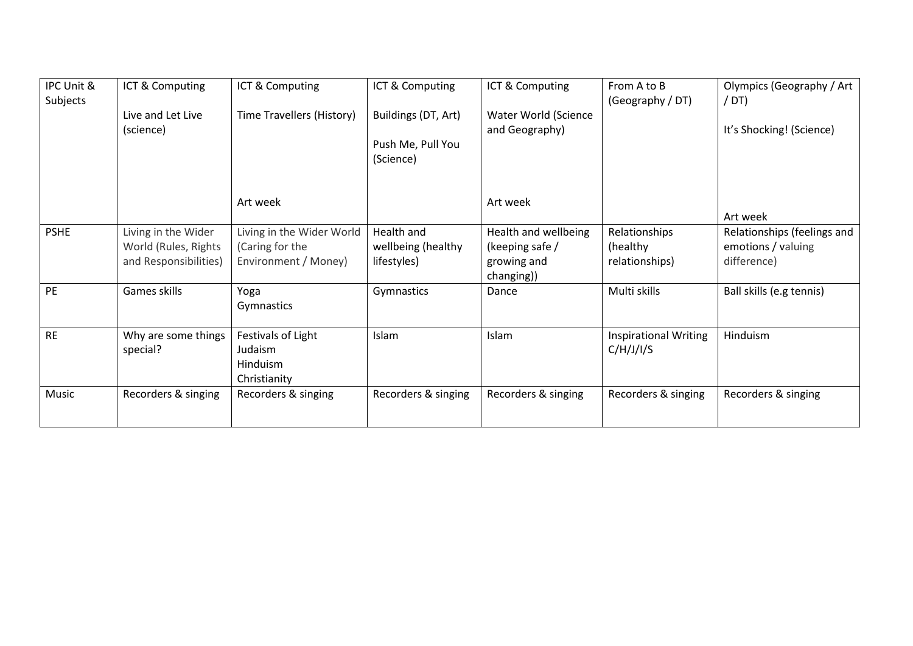| IPC Unit & Subjects | ICT & Computing<br><br>Live and Let Live (science) | ICT & Computing<br><br>Time Travellers (History)<br><br>Art week | ICT & Computing<br><br>Buildings (DT, Art)<br><br>Push Me, Pull You (Science) | ICT & Computing<br><br>Water World (Science and Geography)<br><br>Art week | From A to B (Geography / DT) | Olympics (Geography / Art / DT)<br><br>It's Shocking! (Science)<br><br>Art week |
|---|---|---|---|---|---|---|
| PSHE | Living in the Wider World (Rules, Rights and Responsibilities) | Living in the Wider World (Caring for the Environment / Money) | Health and wellbeing (healthy lifestyles) | Health and wellbeing (keeping safe / growing and changing)) | Relationships (healthy relationships) | Relationships (feelings and emotions / valuing difference) |
| PE | Games skills | Yoga<br>Gymnastics | Gymnastics | Dance | Multi skills | Ball skills (e.g tennis) |
| RE | Why are some things special? | Festivals of Light<br>Judaism<br>Hinduism<br>Christianity | Islam | Islam | Inspirational Writing C/H/J/I/S | Hinduism |
| Music | Recorders & singing | Recorders & singing | Recorders & singing | Recorders & singing | Recorders & singing | Recorders & singing |